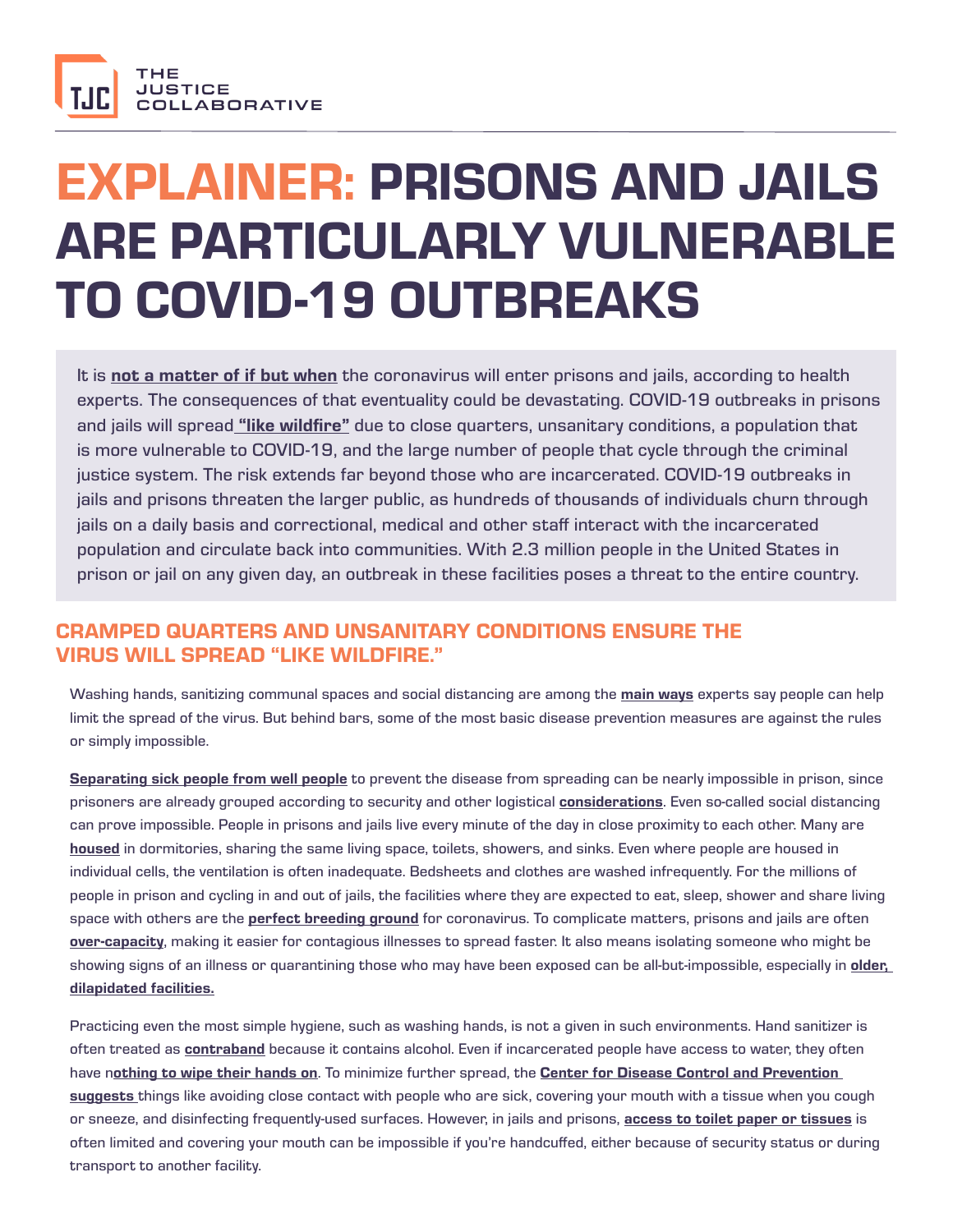THE JUSTICE COLLABORATIVE

# EXPLAINER: PRISONS AND JAILS ARE PARTICULARLY VULNERABLE TO COVID-19 OUTBREAKS

It is **not a matter of if but when** the coronavirus will enter prisons and jails, according to health experts. The consequences of that eventuality could be devastating. COVID-19 outbreaks in prisons and jails will spread **"like wildfire"** due to close quarters, unsanitary conditions, a population that is more vulnerable to COVID-19, and the large number of people that cycle through the criminal justice system. The risk extends far beyond those who are incarcerated. COVID-19 outbreaks in jails and prisons threaten the larger public, as hundreds of thousands of individuals churn through jails on a daily basis and correctional, medical and other staff interact with the incarcerated population and circulate back into communities. With 2.3 million people in the United States in prison or jail on any given day, an outbreak in these facilities poses a threat to the entire country.

## CRAMPED QUARTERS AND UNSANITARY CONDITIONS ENSURE THE VIRUS WILL SPREAD "LIKE WILDFIRE."

Washing hands, sanitizing communal spaces and social distancing are among the **main ways** experts say people can help limit the spread of the virus. But behind bars, some of the most basic disease prevention measures are against the rules or simply impossible.

**Separating sick people from well people** to prevent the disease from spreading can be nearly impossible in prison, since prisoners are already grouped according to security and other logistical **considerations**. Even so-called social distancing can prove impossible. People in prisons and jails live every minute of the day in close proximity to each other. Many are **housed** in dormitories, sharing the same living space, toilets, showers, and sinks. Even where people are housed in individual cells, the ventilation is often inadequate. Bedsheets and clothes are washed infrequently. For the millions of people in prison and cycling in and out of jails, the facilities where they are expected to eat, sleep, shower and share living space with others are the **perfect breeding ground** for coronavirus. To complicate matters, prisons and jails are often **over-capacity**, making it easier for contagious illnesses to spread faster. It also means isolating someone who might be showing signs of an illness or quarantining those who may have been exposed can be all-but-impossible, especially in **older, dilapidated facilities.**

Practicing even the most simple hygiene, such as washing hands, is not a given in such environments. Hand sanitizer is often treated as **contraband** because it contains alcohol. Even if incarcerated people have access to water, they often have **nothing to wipe their hands on**. To minimize further spread, the **Center for Disease Control and Prevention suggests** things like avoiding close contact with people who are sick, covering your mouth with a tissue when you cough or sneeze, and disinfecting frequently-used surfaces. However, in jails and prisons, **access to toilet paper or tissues** is often limited and covering your mouth can be impossible if you're handcuffed, either because of security status or during transport to another facility.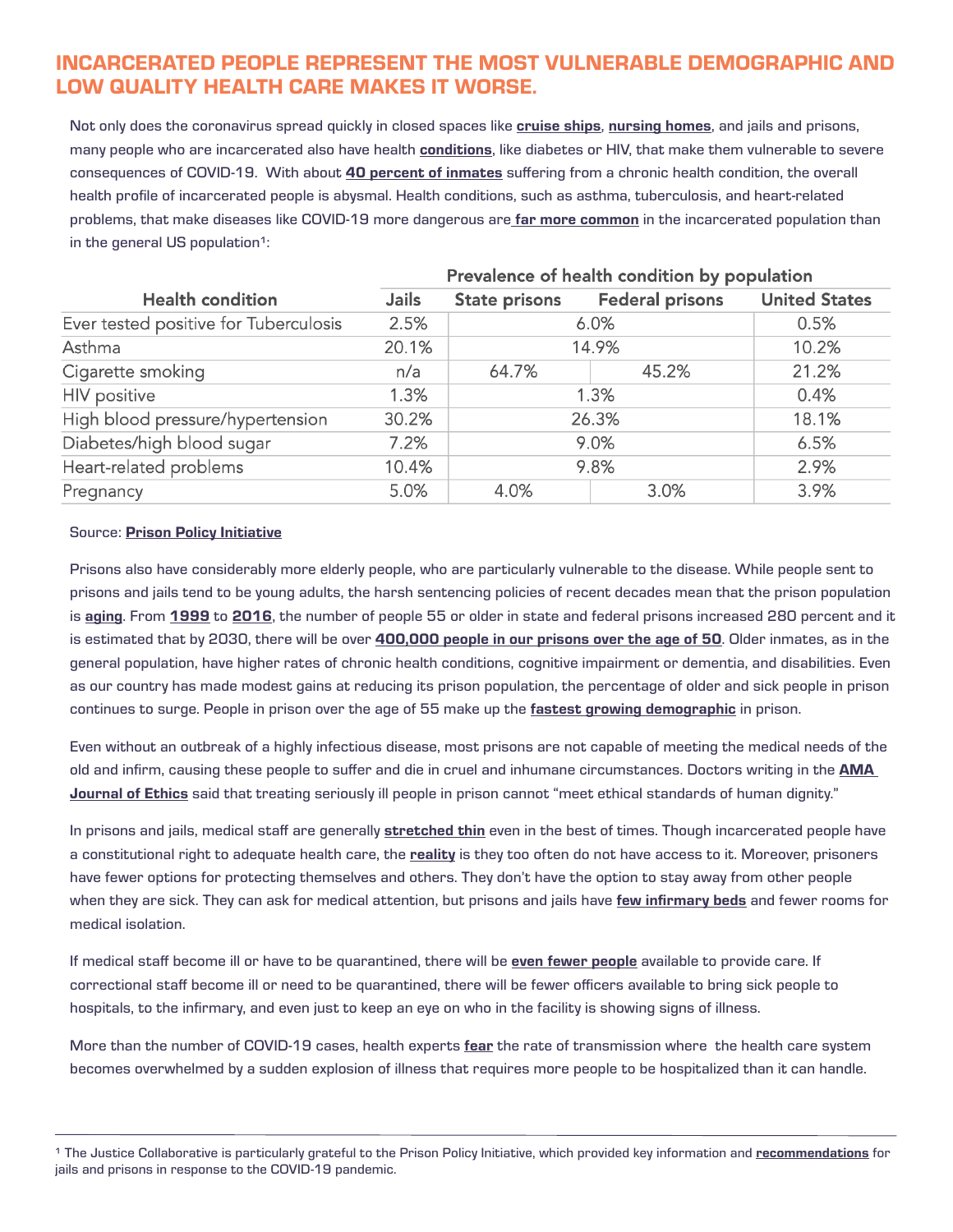## INCARCERATED PEOPLE REPRESENT THE MOST VULNERABLE DEMOGRAPHIC AND LOW QUALITY HEALTH CARE MAKES IT WORSE.

Not only does the coronavirus spread quickly in closed spaces like **cruise ships**, **nursing homes**, and jails and prisons, many people who are incarcerated also have health **conditions**, like diabetes or HIV, that make them vulnerable to severe consequences of COVID-19. With about **40 percent of inmates** suffering from a chronic health condition, the overall health profile of incarcerated people is abysmal. Health conditions, such as asthma, tuberculosis, and heart-related problems, that make diseases like COVID-19 more dangerous are **far more common** in the incarcerated population than in the general US population[1]:

| Health condition | Prevalence of health condition by population | | | |
|---|---|---|---|---|
| | Jails | State prisons | Federal prisons | United States |
| Ever tested positive for Tuberculosis | 2.5% | 6.0% | | 0.5% |
| Asthma | 20.1% | 14.9% | | 10.2% |
| Cigarette smoking | n/a | 64.7% | 45.2% | 21.2% |
| HIV positive | 1.3% | 1.3% | | 0.4% |
| High blood pressure/hypertension | 30.2% | 26.3% | | 18.1% |
| Diabetes/high blood sugar | 7.2% | 9.0% | | 6.5% |
| Heart-related problems | 10.4% | 9.8% | | 2.9% |
| Pregnancy | 5.0% | 4.0% | 3.0% | 3.9% |

Source: **Prison Policy Initiative**

Prisons also have considerably more elderly people, who are particularly vulnerable to the disease. While people sent to prisons and jails tend to be young adults, the harsh sentencing policies of recent decades mean that the prison population is **aging**. From **1999** to **2016**, the number of people 55 or older in state and federal prisons increased 280 percent and it is estimated that by 2030, there will be over **400,000 people in our prisons over the age of 50**. Older inmates, as in the general population, have higher rates of chronic health conditions, cognitive impairment or dementia, and disabilities. Even as our country has made modest gains at reducing its prison population, the percentage of older and sick people in prison continues to surge. People in prison over the age of 55 make up the **fastest growing demographic** in prison.

Even without an outbreak of a highly infectious disease, most prisons are not capable of meeting the medical needs of the old and infirm, causing these people to suffer and die in cruel and inhumane circumstances. Doctors writing in the **AMA Journal of Ethics** said that treating seriously ill people in prison cannot "meet ethical standards of human dignity."

In prisons and jails, medical staff are generally **stretched thin** even in the best of times. Though incarcerated people have a constitutional right to adequate health care, the **reality** is they too often do not have access to it. Moreover, prisoners have fewer options for protecting themselves and others. They don't have the option to stay away from other people when they are sick. They can ask for medical attention, but prisons and jails have **few infirmary beds** and fewer rooms for medical isolation.

If medical staff become ill or have to be quarantined, there will be **even fewer people** available to provide care. If correctional staff become ill or need to be quarantined, there will be fewer officers available to bring sick people to hospitals, to the infirmary, and even just to keep an eye on who in the facility is showing signs of illness.

More than the number of COVID-19 cases, health experts **fear** the rate of transmission where the health care system becomes overwhelmed by a sudden explosion of illness that requires more people to be hospitalized than it can handle.

---

[1] The Justice Collaborative is particularly grateful to the Prison Policy Initiative, which provided key information and **recommendations** for jails and prisons in response to the COVID-19 pandemic.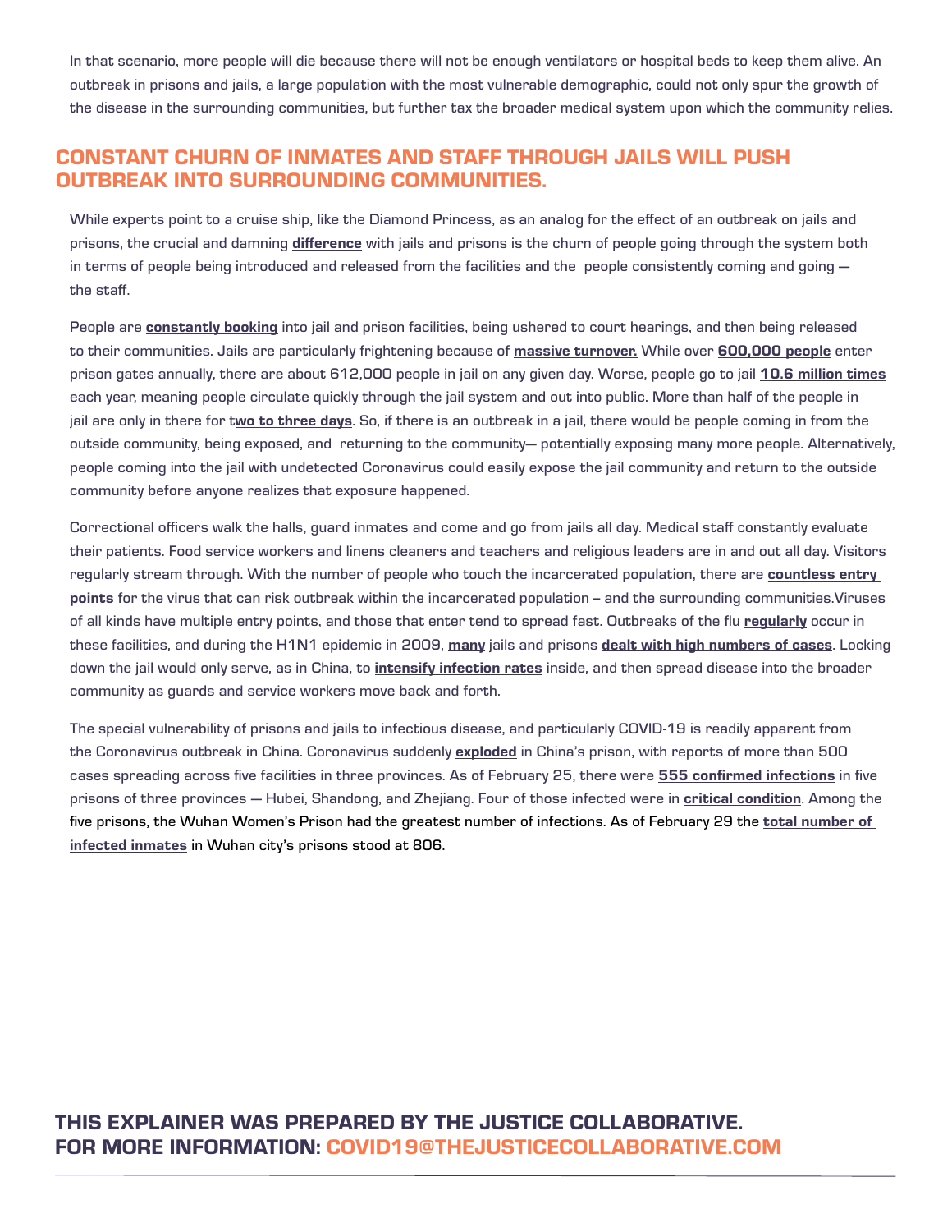In that scenario, more people will die because there will not be enough ventilators or hospital beds to keep them alive. An outbreak in prisons and jails, a large population with the most vulnerable demographic, could not only spur the growth of the disease in the surrounding communities, but further tax the broader medical system upon which the community relies.

## CONSTANT CHURN OF INMATES AND STAFF THROUGH JAILS WILL PUSH OUTBREAK INTO SURROUNDING COMMUNITIES.

While experts point to a cruise ship, like the Diamond Princess, as an analog for the effect of an outbreak on jails and prisons, the crucial and damning **difference** with jails and prisons is the churn of people going through the system both in terms of people being introduced and released from the facilities and the people consistently coming and going — the staff.

People are **constantly booking** into jail and prison facilities, being ushered to court hearings, and then being released to their communities. Jails are particularly frightening because of **massive turnover.** While over **600,000 people** enter prison gates annually, there are about 612,000 people in jail on any given day. Worse, people go to jail **10.6 million times** each year, meaning people circulate quickly through the jail system and out into public. More than half of the people in jail are only in there for **two to three days**. So, if there is an outbreak in a jail, there would be people coming in from the outside community, being exposed, and returning to the community— potentially exposing many more people. Alternatively, people coming into the jail with undetected Coronavirus could easily expose the jail community and return to the outside community before anyone realizes that exposure happened.

Correctional officers walk the halls, guard inmates and come and go from jails all day. Medical staff constantly evaluate their patients. Food service workers and linens cleaners and teachers and religious leaders are in and out all day. Visitors regularly stream through. With the number of people who touch the incarcerated population, there are **countless entry points** for the virus that can risk outbreak within the incarcerated population – and the surrounding communities.Viruses of all kinds have multiple entry points, and those that enter tend to spread fast. Outbreaks of the flu **regularly** occur in these facilities, and during the H1N1 epidemic in 2009, **many** jails and prisons **dealt with high numbers of cases**. Locking down the jail would only serve, as in China, to **intensify infection rates** inside, and then spread disease into the broader community as guards and service workers move back and forth.

The special vulnerability of prisons and jails to infectious disease, and particularly COVID-19 is readily apparent from the Coronavirus outbreak in China. Coronavirus suddenly **exploded** in China's prison, with reports of more than 500 cases spreading across five facilities in three provinces. As of February 25, there were **555 confirmed infections** in five prisons of three provinces — Hubei, Shandong, and Zhejiang. Four of those infected were in **critical condition**. Among the five prisons, the Wuhan Women's Prison had the greatest number of infections. As of February 29 the **total number of infected inmates** in Wuhan city's prisons stood at 806.

**THIS EXPLAINER WAS PREPARED BY THE JUSTICE COLLABORATIVE.**
**FOR MORE INFORMATION: COVID19@THEJUSTICECOLLABORATIVE.COM**